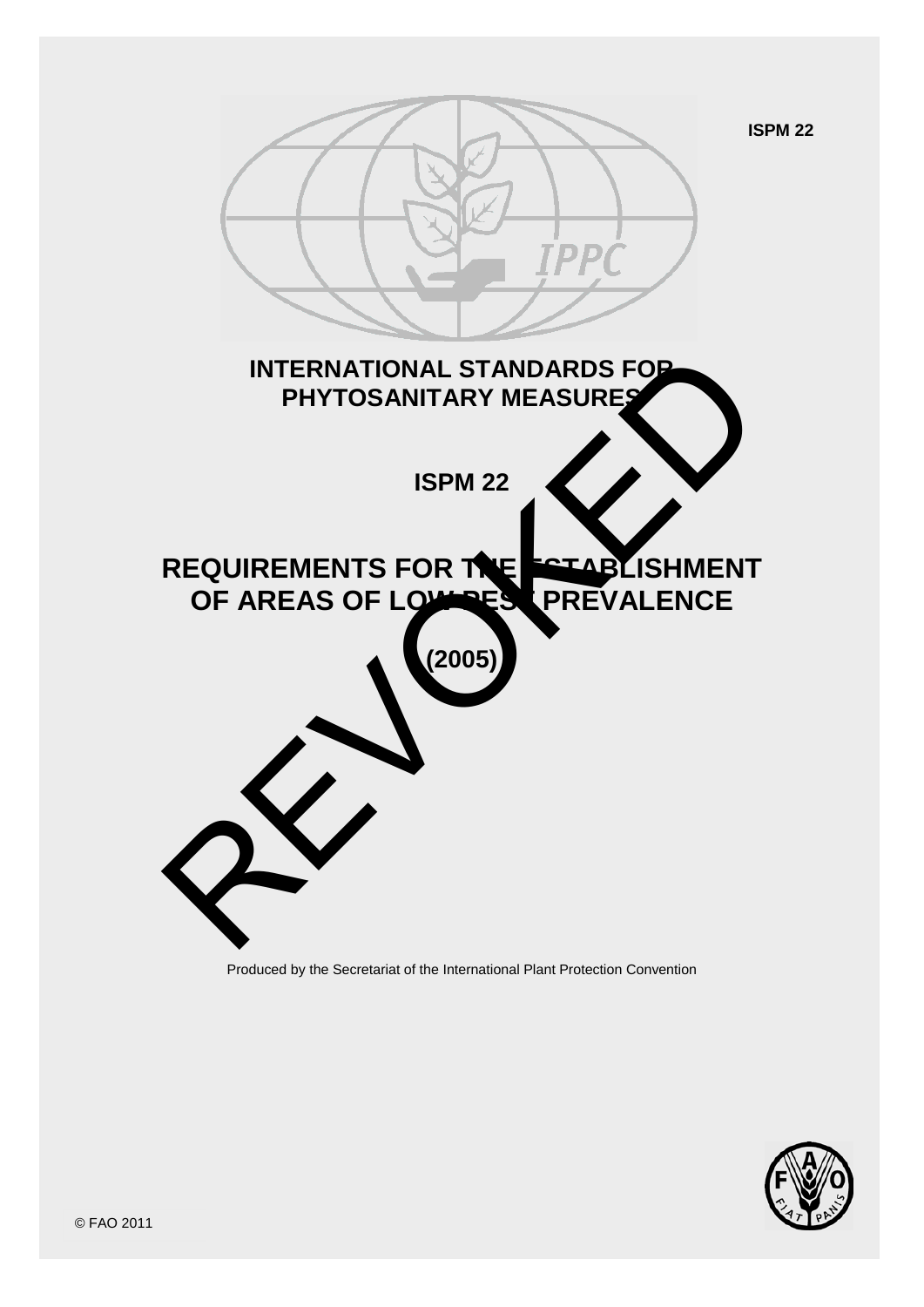ISPM 22

# INTERNATIONAL STANDARDS FOR PHYTOSANITARY MEASURES

## ISPM 22

# REQUIREMENTS FOR THE ESTABLISHMENT OF AREAS OF LOW PEST PREVALENCE

**(2005)**

REVOKED

Produced by the Secretariat of the International Plant Protection Convention

© FAO 2011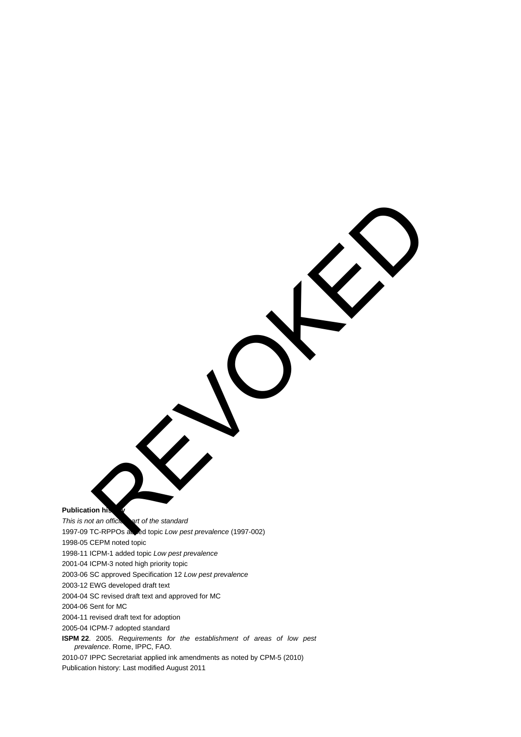REVOKED

**Publication history**

*This is not an official part of the standard*

1997-09 TC-RPPOs added topic *Low pest prevalence* (1997-002)

1998-05 CEPM noted topic

1998-11 ICPM-1 added topic *Low pest prevalence*

2001-04 ICPM-3 noted high priority topic

2003-06 SC approved Specification 12 *Low pest prevalence*

2003-12 EWG developed draft text

2004-04 SC revised draft text and approved for MC

2004-06 Sent for MC

2004-11 revised draft text for adoption

2005-04 ICPM-7 adopted standard

**ISPM 22**. 2005. *Requirements for the establishment of areas of low pest prevalence*. Rome, IPPC, FAO.

2010-07 IPPC Secretariat applied ink amendments as noted by CPM-5 (2010)

Publication history: Last modified August 2011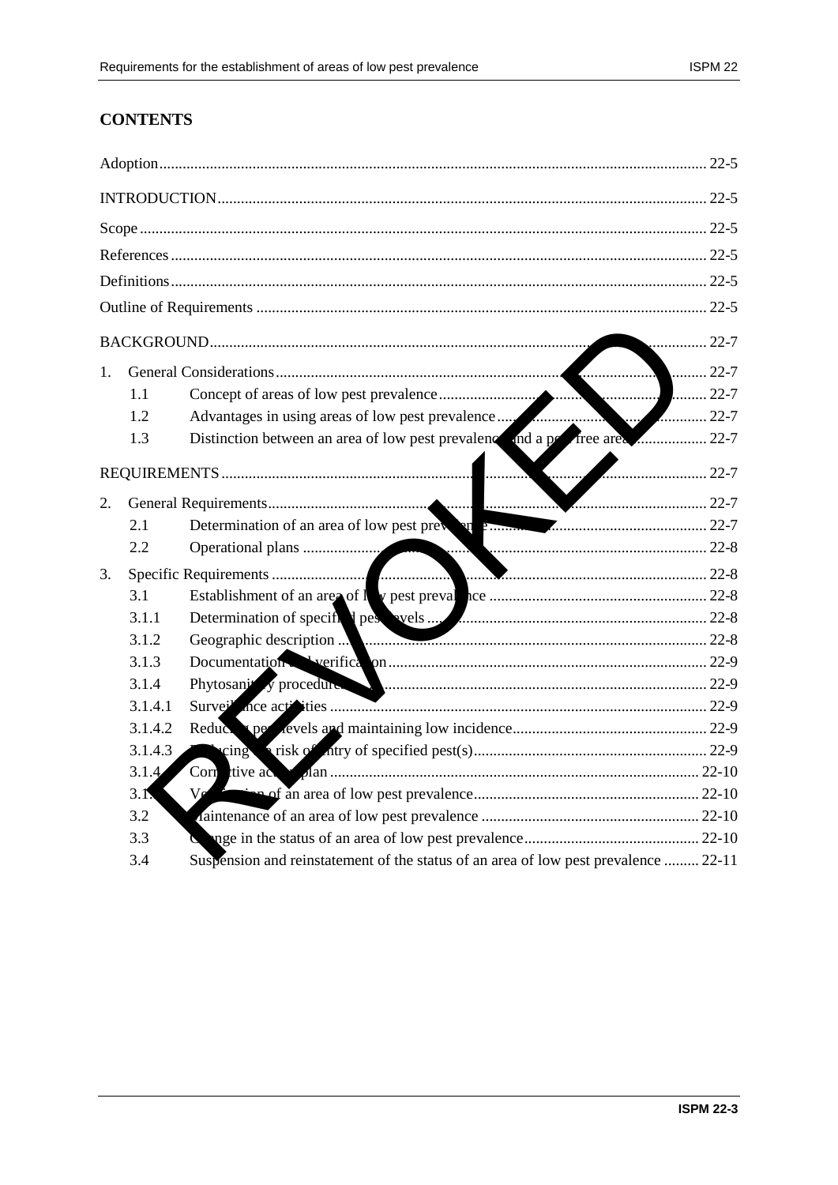## CONTENTS

Adoption ........ 22-5

INTRODUCTION ........ 22-5

Scope ........ 22-5

References ........ 22-5

Definitions ........ 22-5

Outline of Requirements ........ 22-5

BACKGROUND ........ 22-7

1. General Considerations ........ 22-7
   - 1.1 Concept of areas of low pest prevalence ........ 22-7
   - 1.2 Advantages in using areas of low pest prevalence ........ 22-7
   - 1.3 Distinction between an area of low pest prevalence and a pest free area ........ 22-7

REQUIREMENTS ........ 22-7

2. General Requirements ........ 22-7
   - 2.1 Determination of an area of low pest prevalence ........ 22-7
   - 2.2 Operational plans ........ 22-8
3. Specific Requirements ........ 22-8
   - 3.1 Establishment of an area of low pest prevalence ........ 22-8
   - 3.1.1 Determination of specified pest levels ........ 22-8
   - 3.1.2 Geographic description ........ 22-8
   - 3.1.3 Documentation and verification ........ 22-9
   - 3.1.4 Phytosanitary procedures ........ 22-9
   - 3.1.4.1 Surveillance activities ........ 22-9
   - 3.1.4.2 Reducing pest levels and maintaining low incidence ........ 22-9
   - 3.1.4.3 Reducing the risk of entry of specified pest(s) ........ 22-9
   - 3.1.4.4 Corrective action plan ........ 22-10
   - 3.1.5 Verification of an area of low pest prevalence ........ 22-10
   - 3.2 Maintenance of an area of low pest prevalence ........ 22-10
   - 3.3 Change in the status of an area of low pest prevalence ........ 22-10
   - 3.4 Suspension and reinstatement of the status of an area of low pest prevalence ........ 22-11

REVOKED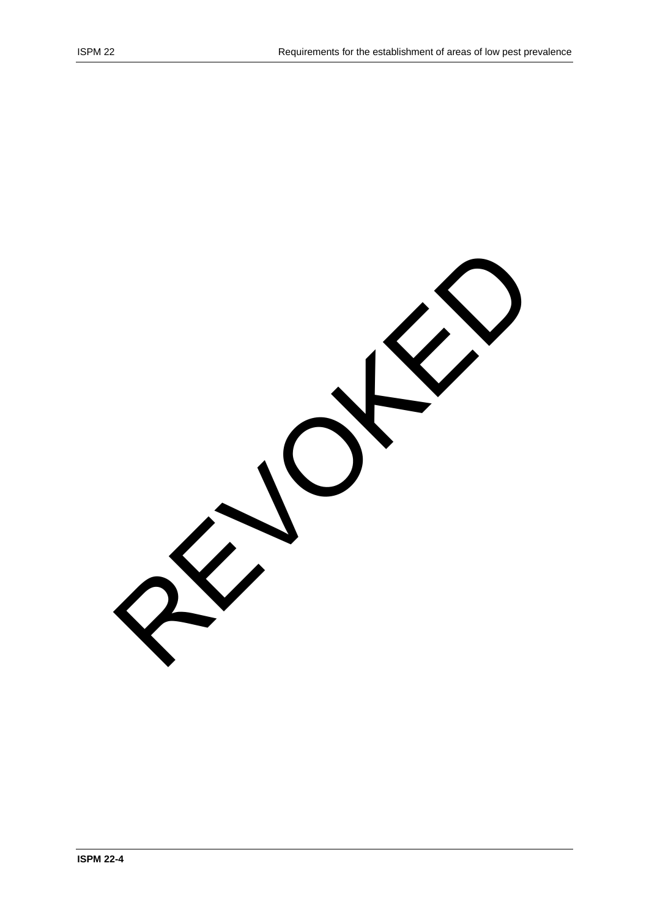REVOKED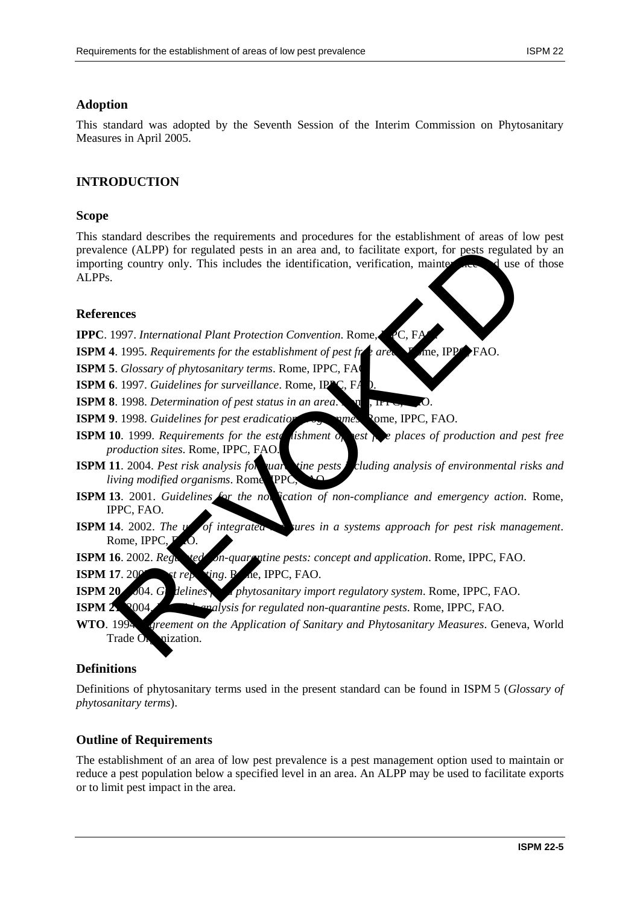## Adoption

This standard was adopted by the Seventh Session of the Interim Commission on Phytosanitary Measures in April 2005.

## INTRODUCTION

### Scope

This standard describes the requirements and procedures for the establishment of areas of low pest prevalence (ALPP) for regulated pests in an area and, to facilitate export, for pests regulated by an importing country only. This includes the identification, verification, maintenance and use of those ALPPs.

### References

**IPPC**. 1997. *International Plant Protection Convention*. Rome, IPPC, FAO.

**ISPM 4**. 1995. *Requirements for the establishment of pest free areas*. Rome, IPPC, FAO.

**ISPM 5**. *Glossary of phytosanitary terms*. Rome, IPPC, FAO.

**ISPM 6**. 1997. *Guidelines for surveillance*. Rome, IPPC, FAO.

**ISPM 8**. 1998. *Determination of pest status in an area*. Rome, IPPC, FAO.

**ISPM 9**. 1998. *Guidelines for pest eradication programmes*. Rome, IPPC, FAO.

**ISPM 10**. 1999. *Requirements for the establishment of pest free places of production and pest free production sites*. Rome, IPPC, FAO.

**ISPM 11**. 2004. *Pest risk analysis for quarantine pests including analysis of environmental risks and living modified organisms*. Rome, IPPC, FAO.

**ISPM 13**. 2001. *Guidelines for the notification of non-compliance and emergency action*. Rome, IPPC, FAO.

**ISPM 14**. 2002. *The use of integrated measures in a systems approach for pest risk management*. Rome, IPPC, FAO.

**ISPM 16**. 2002. *Regulated non-quarantine pests: concept and application*. Rome, IPPC, FAO.

**ISPM 17**. 2002. *Pest reporting*. Rome, IPPC, FAO.

**ISPM 20**. 2004. *Guidelines for a phytosanitary import regulatory system*. Rome, IPPC, FAO.

**ISPM 21**. 2004. *Pest risk analysis for regulated non-quarantine pests*. Rome, IPPC, FAO.

**WTO**. 1994. *Agreement on the Application of Sanitary and Phytosanitary Measures*. Geneva, World Trade Organization.

### Definitions

Definitions of phytosanitary terms used in the present standard can be found in ISPM 5 (*Glossary of phytosanitary terms*).

### Outline of Requirements

The establishment of an area of low pest prevalence is a pest management option used to maintain or reduce a pest population below a specified level in an area. An ALPP may be used to facilitate exports or to limit pest impact in the area.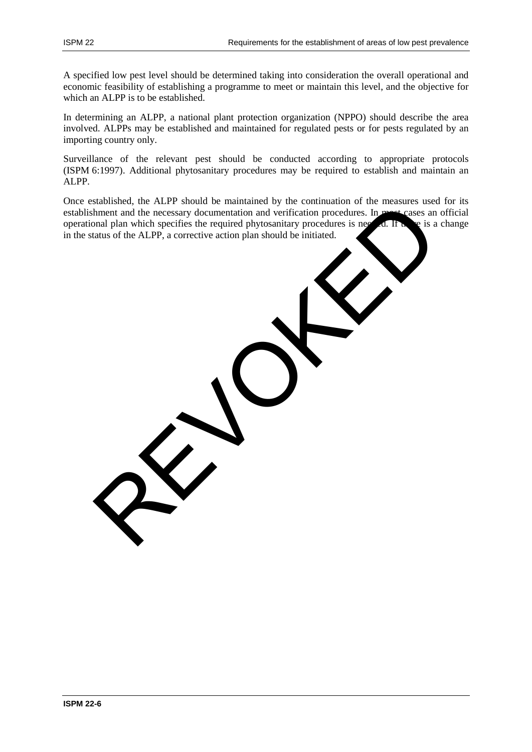A specified low pest level should be determined taking into consideration the overall operational and economic feasibility of establishing a programme to meet or maintain this level, and the objective for which an ALPP is to be established.

In determining an ALPP, a national plant protection organization (NPPO) should describe the area involved. ALPPs may be established and maintained for regulated pests or for pests regulated by an importing country only.

Surveillance of the relevant pest should be conducted according to appropriate protocols (ISPM 6:1997). Additional phytosanitary procedures may be required to establish and maintain an ALPP.

Once established, the ALPP should be maintained by the continuation of the measures used for its establishment and the necessary documentation and verification procedures. In most cases an official operational plan which specifies the required phytosanitary procedures is needed. If there is a change in the status of the ALPP, a corrective action plan should be initiated.

REVOKED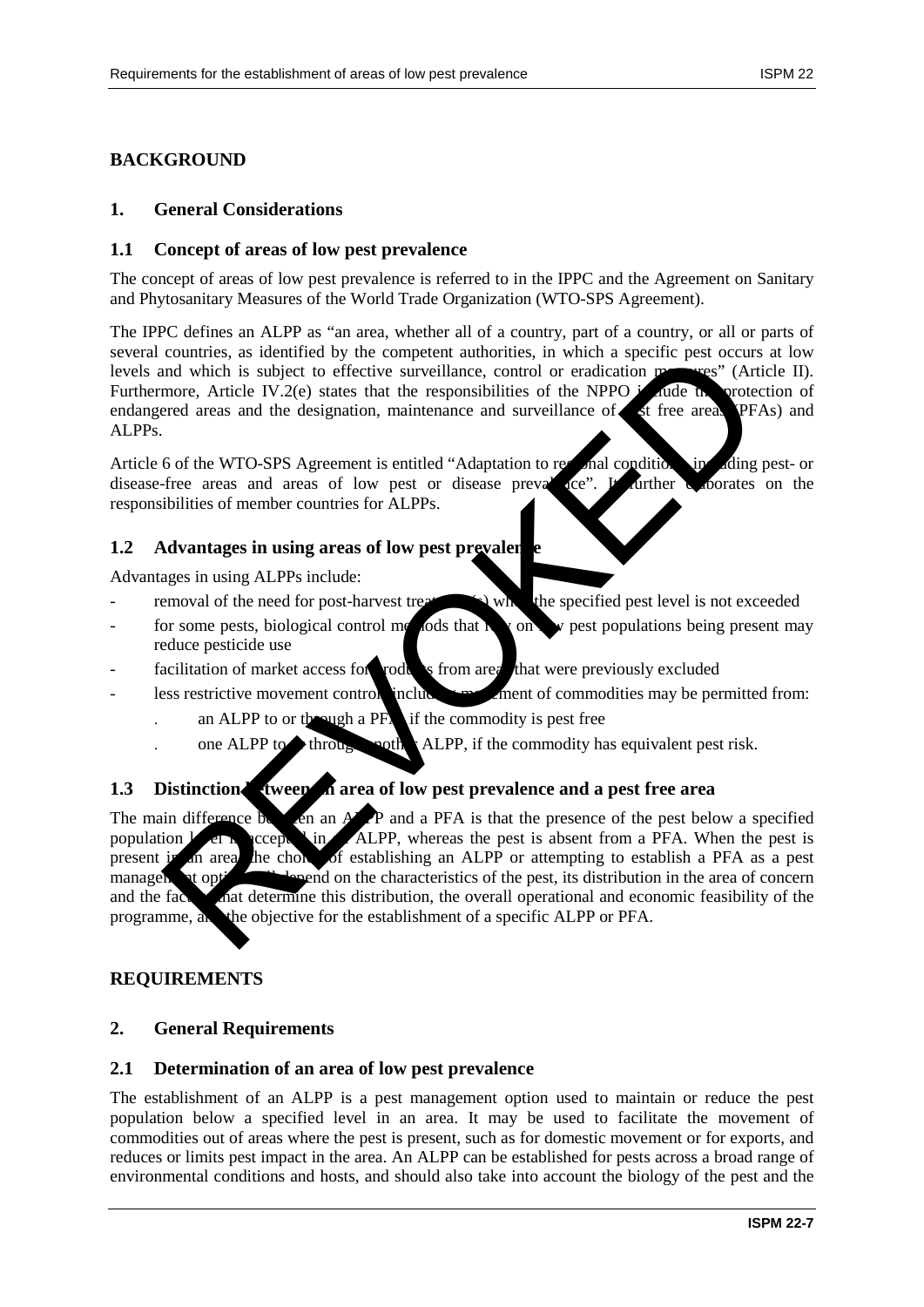## BACKGROUND

### 1. General Considerations

### 1.1 Concept of areas of low pest prevalence

The concept of areas of low pest prevalence is referred to in the IPPC and the Agreement on Sanitary and Phytosanitary Measures of the World Trade Organization (WTO-SPS Agreement).

The IPPC defines an ALPP as "an area, whether all of a country, part of a country, or all or parts of several countries, as identified by the competent authorities, in which a specific pest occurs at low levels and which is subject to effective surveillance, control or eradication measures" (Article II). Furthermore, Article IV.2(e) states that the responsibilities of the NPPO include the protection of endangered areas and the designation, maintenance and surveillance of pest free areas (PFAs) and ALPPs.

Article 6 of the WTO-SPS Agreement is entitled "Adaptation to regional conditions, including pest- or disease-free areas and areas of low pest or disease prevalence". It further elaborates on the responsibilities of member countries for ALPPs.

### 1.2 Advantages in using areas of low pest prevalence

Advantages in using ALPPs include:

- removal of the need for post-harvest treatment(s) when the specified pest level is not exceeded
- for some pests, biological control methods that rely on low pest populations being present may reduce pesticide use
- facilitation of market access for products from areas that were previously excluded
- less restrictive movement controls including movement of commodities may be permitted from:
  - an ALPP to or through a PFA if the commodity is pest free
  - one ALPP to or through another ALPP, if the commodity has equivalent pest risk.

### 1.3 Distinction between an area of low pest prevalence and a pest free area

The main difference between an ALPP and a PFA is that the presence of the pest below a specified population level is accepted in an ALPP, whereas the pest is absent from a PFA. When the pest is present in an area the choice of establishing an ALPP or attempting to establish a PFA as a pest management option will depend on the characteristics of the pest, its distribution in the area of concern and the factors that determine this distribution, the overall operational and economic feasibility of the programme, and the objective for the establishment of a specific ALPP or PFA.

## REQUIREMENTS

### 2. General Requirements

### 2.1 Determination of an area of low pest prevalence

The establishment of an ALPP is a pest management option used to maintain or reduce the pest population below a specified level in an area. It may be used to facilitate the movement of commodities out of areas where the pest is present, such as for domestic movement or for exports, and reduces or limits pest impact in the area. An ALPP can be established for pests across a broad range of environmental conditions and hosts, and should also take into account the biology of the pest and the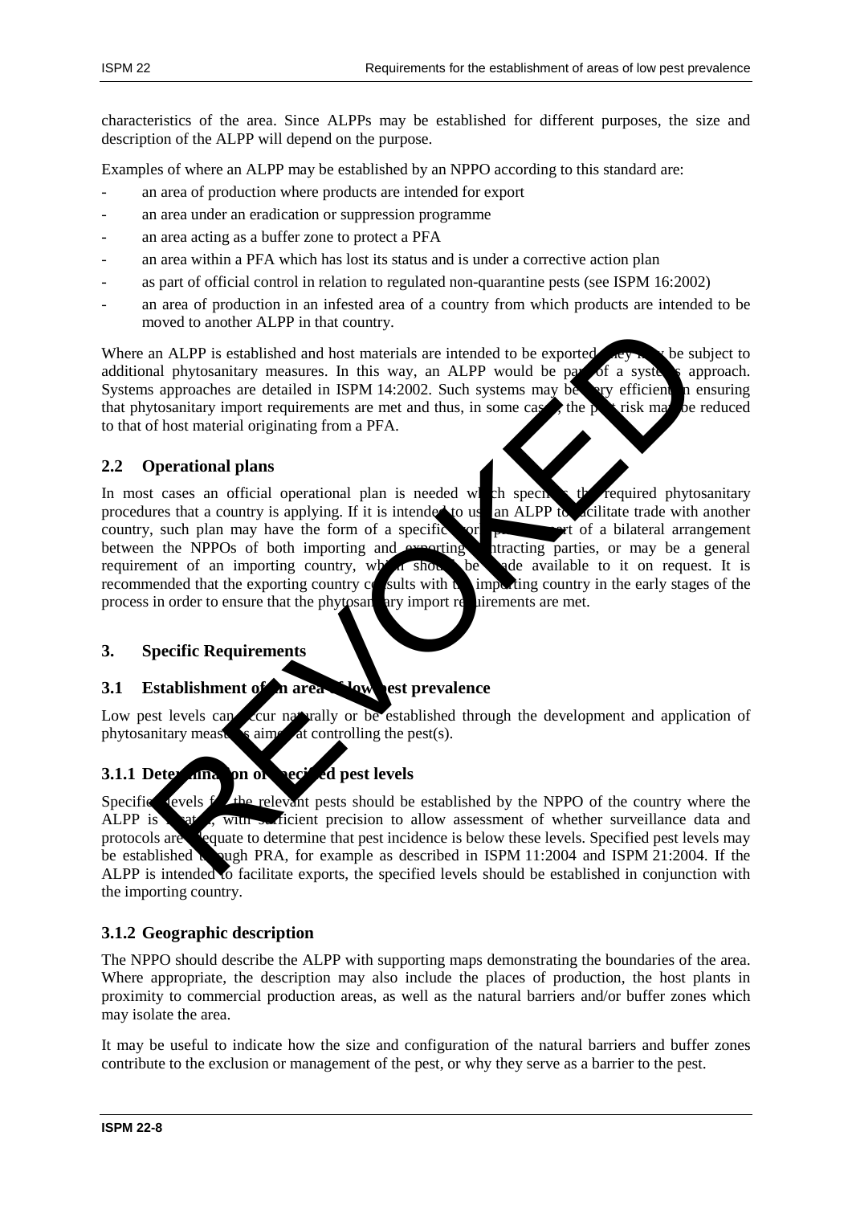characteristics of the area. Since ALPPs may be established for different purposes, the size and description of the ALPP will depend on the purpose.

Examples of where an ALPP may be established by an NPPO according to this standard are:

- an area of production where products are intended for export
- an area under an eradication or suppression programme
- an area acting as a buffer zone to protect a PFA
- an area within a PFA which has lost its status and is under a corrective action plan
- as part of official control in relation to regulated non-quarantine pests (see ISPM 16:2002)
- an area of production in an infested area of a country from which products are intended to be moved to another ALPP in that country.

Where an ALPP is established and host materials are intended to be exported, they may be subject to additional phytosanitary measures. In this way, an ALPP would be part of a systems approach. Systems approaches are detailed in ISPM 14:2002. Such systems may be very efficient in ensuring that phytosanitary import requirements are met and thus, in some cases, the pest risk may be reduced to that of host material originating from a PFA.

## 2.2 Operational plans

In most cases an official operational plan is needed which specifies the required phytosanitary procedures that a country is applying. If it is intended to use an ALPP to facilitate trade with another country, such plan may have the form of a specific work plan or part of a bilateral arrangement between the NPPOs of both importing and exporting contracting parties, or may be a general requirement of an importing country, which should be made available to it on request. It is recommended that the exporting country consults with the importing country in the early stages of the process in order to ensure that the phytosanitary import requirements are met.

# 3. Specific Requirements

## 3.1 Establishment of an area of low pest prevalence

Low pest levels can occur naturally or be established through the development and application of phytosanitary measures aimed at controlling the pest(s).

### 3.1.1 Determination of specified pest levels

Specified levels for the relevant pests should be established by the NPPO of the country where the ALPP is located, with sufficient precision to allow assessment of whether surveillance data and protocols are adequate to determine that pest incidence is below these levels. Specified pest levels may be established through PRA, for example as described in ISPM 11:2004 and ISPM 21:2004. If the ALPP is intended to facilitate exports, the specified levels should be established in conjunction with the importing country.

### 3.1.2 Geographic description

The NPPO should describe the ALPP with supporting maps demonstrating the boundaries of the area. Where appropriate, the description may also include the places of production, the host plants in proximity to commercial production areas, as well as the natural barriers and/or buffer zones which may isolate the area.

It may be useful to indicate how the size and configuration of the natural barriers and buffer zones contribute to the exclusion or management of the pest, or why they serve as a barrier to the pest.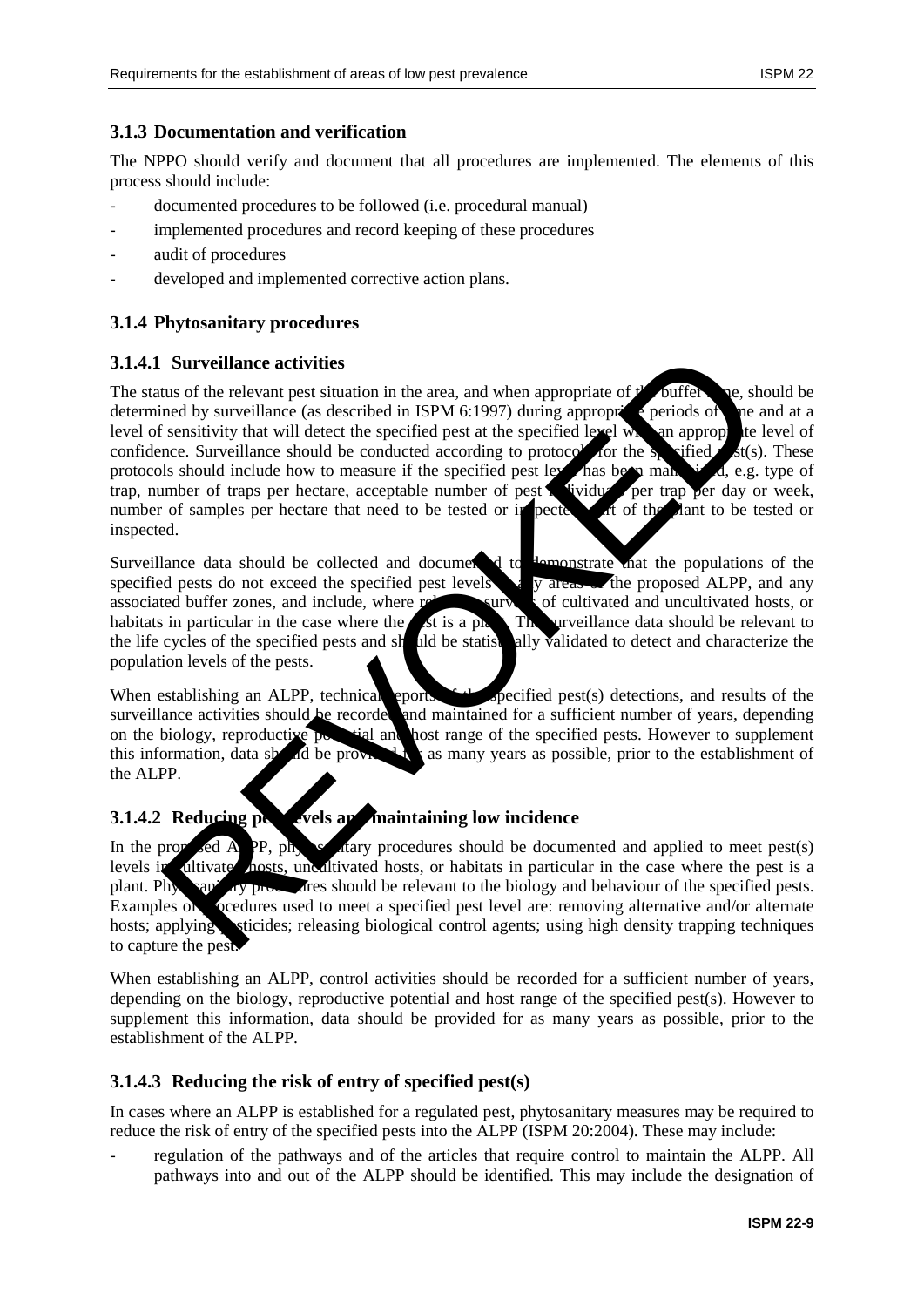### 3.1.3 Documentation and verification

The NPPO should verify and document that all procedures are implemented. The elements of this process should include:

- documented procedures to be followed (i.e. procedural manual)
- implemented procedures and record keeping of these procedures
- audit of procedures
- developed and implemented corrective action plans.

### 3.1.4 Phytosanitary procedures

#### 3.1.4.1 Surveillance activities

The status of the relevant pest situation in the area, and when appropriate of the buffer zone, should be determined by surveillance (as described in ISPM 6:1997) during appropriate periods of time and at a level of sensitivity that will detect the specified pest at the specified level with an appropriate level of confidence. Surveillance should be conducted according to protocols for the specified pest(s). These protocols should include how to measure if the specified pest level has been maintained, e.g. type of trap, number of traps per hectare, acceptable number of pest individuals per trap per day or week, number of samples per hectare that need to be tested or inspected, part of the plant to be tested or inspected.

Surveillance data should be collected and documented to demonstrate that the populations of the specified pests do not exceed the specified pest levels in any areas of the proposed ALPP, and any associated buffer zones, and include, where relevant, surveys of cultivated and uncultivated hosts, or habitats in particular in the case where the pest is a plant. The surveillance data should be relevant to the life cycles of the specified pests and should be statistically validated to detect and characterize the population levels of the pests.

When establishing an ALPP, technical reports of the specified pest(s) detections, and results of the surveillance activities should be recorded and maintained for a sufficient number of years, depending on the biology, reproductive potential and host range of the specified pests. However to supplement this information, data should be provided for as many years as possible, prior to the establishment of the ALPP.

#### 3.1.4.2 Reducing pest levels and maintaining low incidence

In the proposed ALPP, phytosanitary procedures should be documented and applied to meet pest(s) levels in cultivated hosts, uncultivated hosts, or habitats in particular in the case where the pest is a plant. Phytosanitary procedures should be relevant to the biology and behaviour of the specified pests. Examples of procedures used to meet a specified pest level are: removing alternative and/or alternate hosts; applying pesticides; releasing biological control agents; using high density trapping techniques to capture the pest.

When establishing an ALPP, control activities should be recorded for a sufficient number of years, depending on the biology, reproductive potential and host range of the specified pest(s). However to supplement this information, data should be provided for as many years as possible, prior to the establishment of the ALPP.

#### 3.1.4.3 Reducing the risk of entry of specified pest(s)

In cases where an ALPP is established for a regulated pest, phytosanitary measures may be required to reduce the risk of entry of the specified pests into the ALPP (ISPM 20:2004). These may include:

- regulation of the pathways and of the articles that require control to maintain the ALPP. All pathways into and out of the ALPP should be identified. This may include the designation of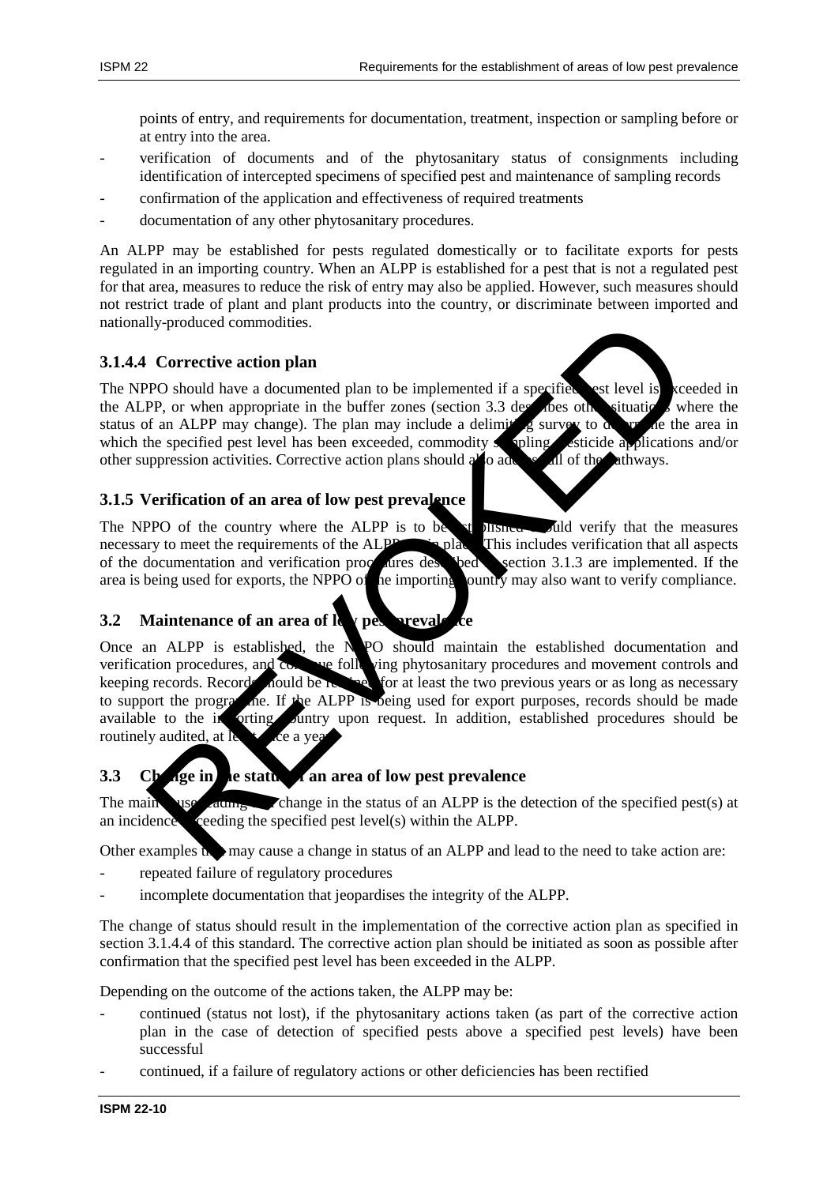points of entry, and requirements for documentation, treatment, inspection or sampling before or at entry into the area.

- verification of documents and of the phytosanitary status of consignments including identification of intercepted specimens of specified pest and maintenance of sampling records
- confirmation of the application and effectiveness of required treatments
- documentation of any other phytosanitary procedures.

An ALPP may be established for pests regulated domestically or to facilitate exports for pests regulated in an importing country. When an ALPP is established for a pest that is not a regulated pest for that area, measures to reduce the risk of entry may also be applied. However, such measures should not restrict trade of plant and plant products into the country, or discriminate between imported and nationally-produced commodities.

#### 3.1.4.4 Corrective action plan

The NPPO should have a documented plan to be implemented if a specified pest level is exceeded in the ALPP, or when appropriate in the buffer zones (section 3.3 describes other situations where the status of an ALPP may change). The plan may include a delimiting survey to determine the area in which the specified pest level has been exceeded, commodity sampling, pesticide applications and/or other suppression activities. Corrective action plans should also address all of the pathways.

### 3.1.5 Verification of an area of low pest prevalence

The NPPO of the country where the ALPP is to be established should verify that the measures necessary to meet the requirements of the ALPP are in place. This includes verification that all aspects of the documentation and verification procedures described in section 3.1.3 are implemented. If the area is being used for exports, the NPPO of the importing country may also want to verify compliance.

## 3.2 Maintenance of an area of low pest prevalence

Once an ALPP is established, the NPPO should maintain the established documentation and verification procedures, and continue following phytosanitary procedures and movement controls and keeping records. Records should be retained for at least the two previous years or as long as necessary to support the programme. If the ALPP is being used for export purposes, records should be made available to the importing country upon request. In addition, established procedures should be routinely audited, at least once a year.

## 3.3 Change in the status of an area of low pest prevalence

The main cause leading to a change in the status of an ALPP is the detection of the specified pest(s) at an incidence exceeding the specified pest level(s) within the ALPP.

Other examples that may cause a change in status of an ALPP and lead to the need to take action are:

- repeated failure of regulatory procedures
- incomplete documentation that jeopardises the integrity of the ALPP.

The change of status should result in the implementation of the corrective action plan as specified in section 3.1.4.4 of this standard. The corrective action plan should be initiated as soon as possible after confirmation that the specified pest level has been exceeded in the ALPP.

Depending on the outcome of the actions taken, the ALPP may be:

- continued (status not lost), if the phytosanitary actions taken (as part of the corrective action plan in the case of detection of specified pests above a specified pest levels) have been successful
- continued, if a failure of regulatory actions or other deficiencies has been rectified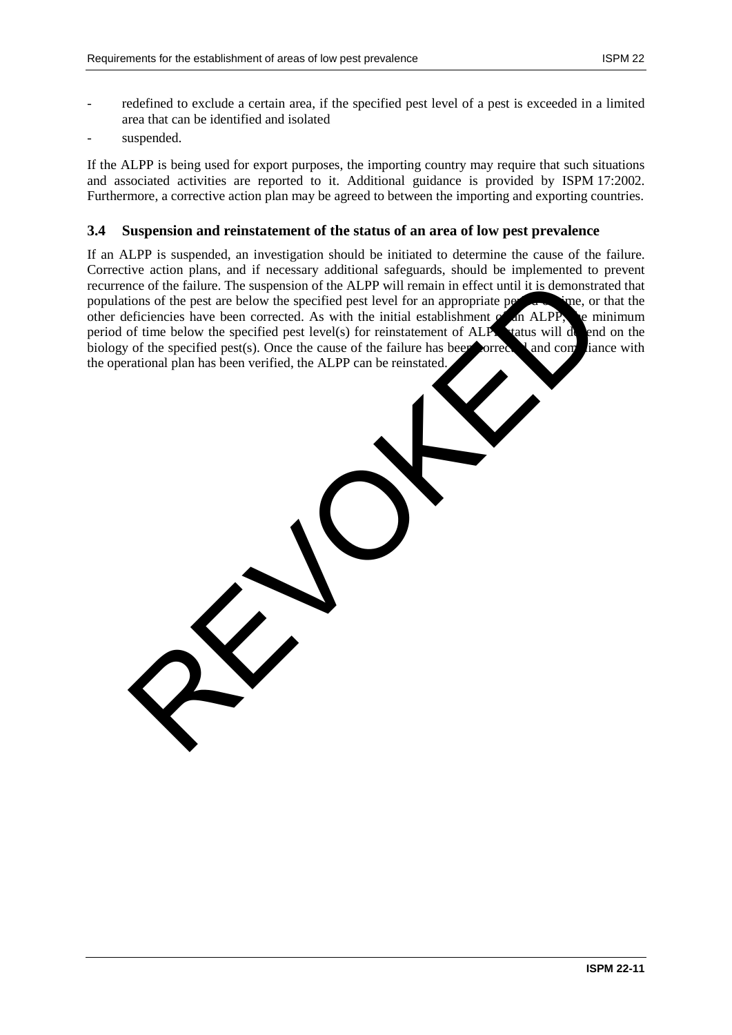- redefined to exclude a certain area, if the specified pest level of a pest is exceeded in a limited area that can be identified and isolated
- suspended.

If the ALPP is being used for export purposes, the importing country may require that such situations and associated activities are reported to it. Additional guidance is provided by ISPM 17:2002. Furthermore, a corrective action plan may be agreed to between the importing and exporting countries.

### 3.4 Suspension and reinstatement of the status of an area of low pest prevalence

If an ALPP is suspended, an investigation should be initiated to determine the cause of the failure. Corrective action plans, and if necessary additional safeguards, should be implemented to prevent recurrence of the failure. The suspension of the ALPP will remain in effect until it is demonstrated that populations of the pest are below the specified pest level for an appropriate period of time, or that the other deficiencies have been corrected. As with the initial establishment of an ALPP, the minimum period of time below the specified pest level(s) for reinstatement of ALPP status will depend on the biology of the specified pest(s). Once the cause of the failure has been corrected and compliance with the operational plan has been verified, the ALPP can be reinstated.